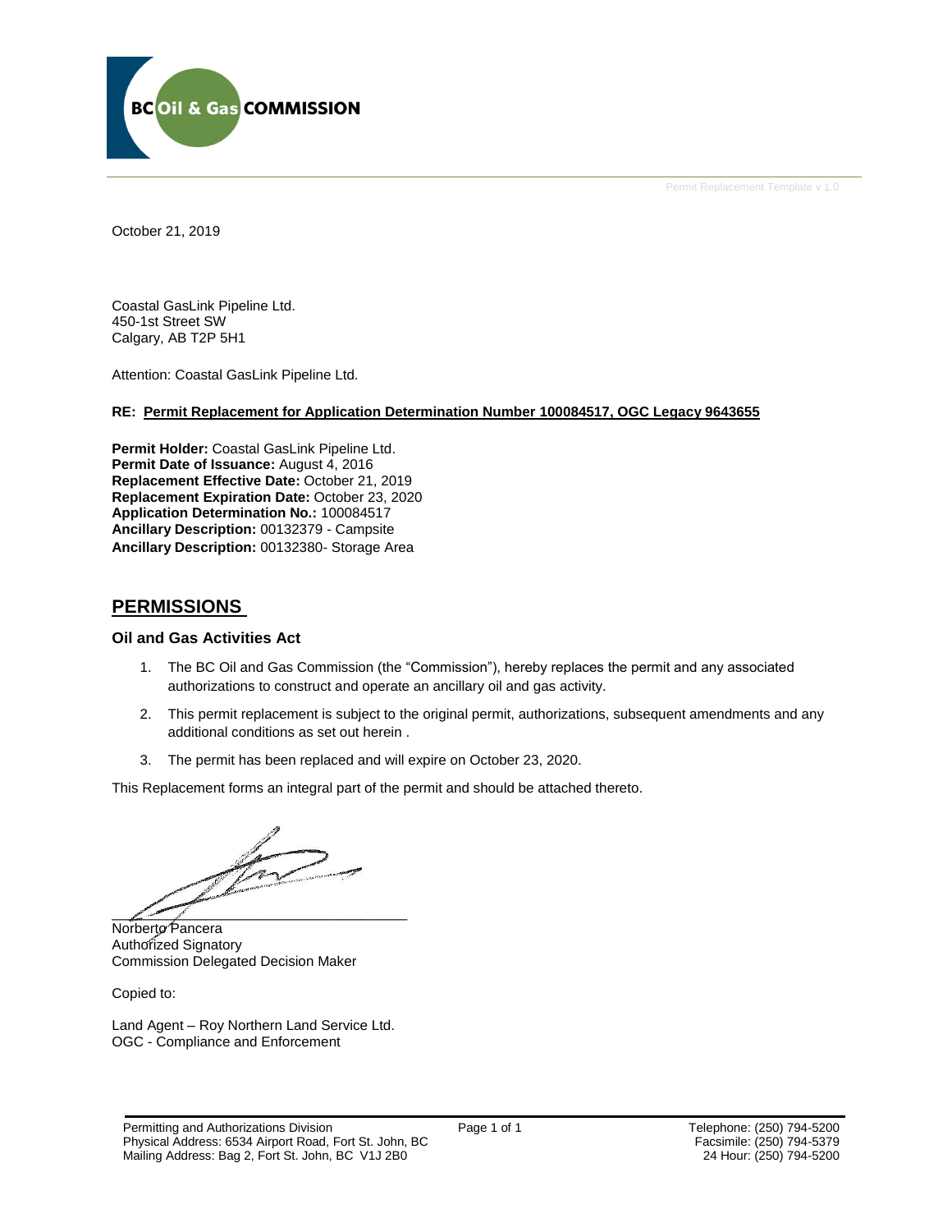BC Oil & Gas COMMISSION

Permit Replacement Template v 1.0

October 21, 2019

Coastal GasLink Pipeline Ltd.
450-1st Street SW
Calgary, AB T2P 5H1

Attention: Coastal GasLink Pipeline Ltd.

**RE: Permit Replacement for Application Determination Number 100084517, OGC Legacy 9643655**

**Permit Holder:** Coastal GasLink Pipeline Ltd.
**Permit Date of Issuance:** August 4, 2016
**Replacement Effective Date:** October 21, 2019
**Replacement Expiration Date:** October 23, 2020
**Application Determination No.:** 100084517
**Ancillary Description:** 00132379 - Campsite
**Ancillary Description:** 00132380- Storage Area

## PERMISSIONS

### Oil and Gas Activities Act

1. The BC Oil and Gas Commission (the "Commission"), hereby replaces the permit and any associated authorizations to construct and operate an ancillary oil and gas activity.
2. This permit replacement is subject to the original permit, authorizations, subsequent amendments and any additional conditions as set out herein .
3. The permit has been replaced and will expire on October 23, 2020.

This Replacement forms an integral part of the permit and should be attached thereto.

\_\_\_\_\_\_\_\_\_\_\_\_\_\_\_\_\_\_\_\_\_\_\_\_\_\_\_\_\_\_\_\_\_\_\_\_\_\_\_\_
Norberto Pancera
Authorized Signatory
Commission Delegated Decision Maker

Copied to:

Land Agent – Roy Northern Land Service Ltd.
OGC - Compliance and Enforcement

Permitting and Authorizations Division
Physical Address: 6534 Airport Road, Fort St. John, BC
Mailing Address: Bag 2, Fort St. John, BC V1J 2B0

Telephone: (250) 794-5200
Facsimile: (250) 794-5379
24 Hour: (250) 794-5200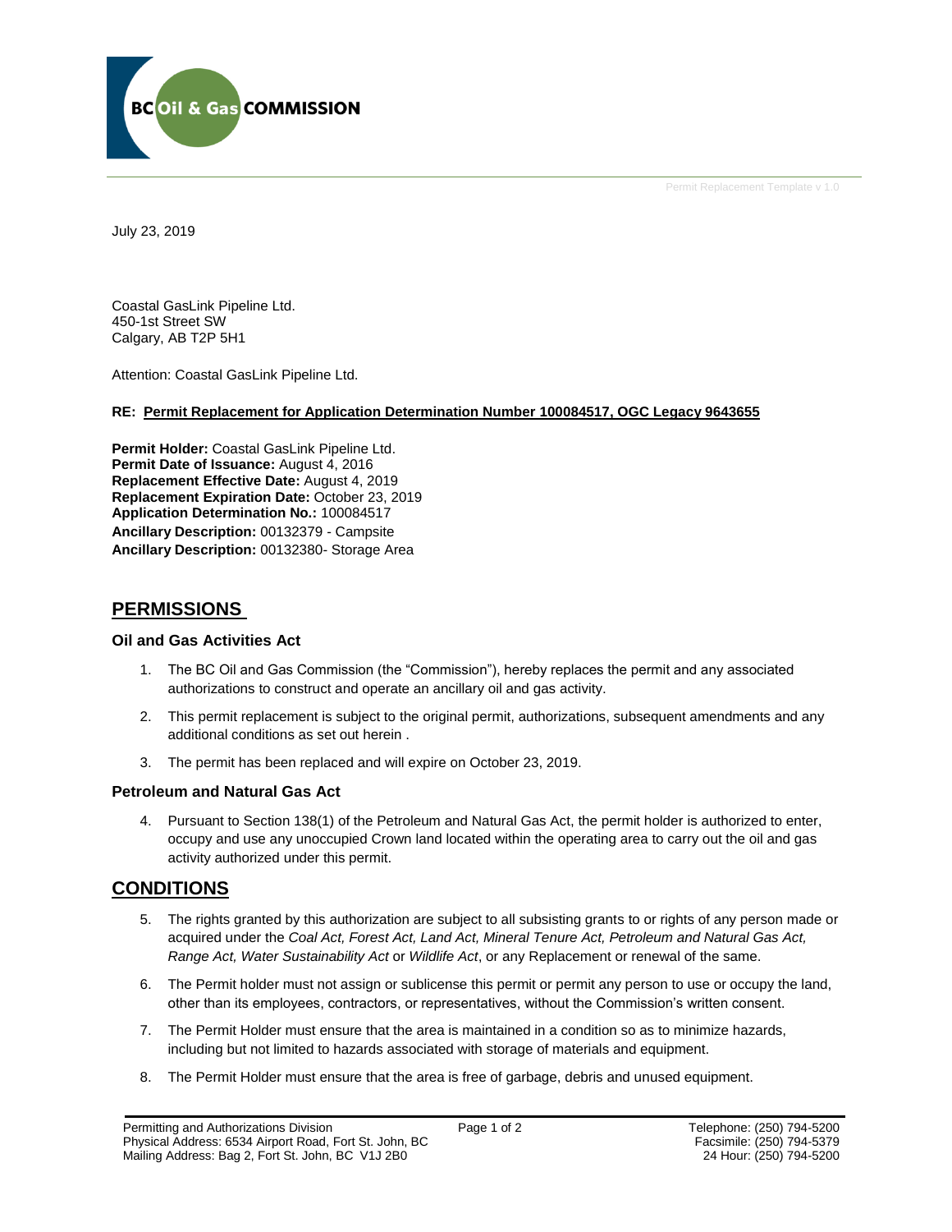July 23, 2019

Coastal GasLink Pipeline Ltd.
450-1st Street SW
Calgary, AB T2P 5H1

Attention: Coastal GasLink Pipeline Ltd.

**RE: Permit Replacement for Application Determination Number 100084517, OGC Legacy 9643655**

**Permit Holder:** Coastal GasLink Pipeline Ltd.
**Permit Date of Issuance:** August 4, 2016
**Replacement Effective Date:** August 4, 2019
**Replacement Expiration Date:** October 23, 2019
**Application Determination No.:** 100084517
**Ancillary Description:** 00132379 - Campsite
**Ancillary Description:** 00132380- Storage Area

## PERMISSIONS

### Oil and Gas Activities Act

1. The BC Oil and Gas Commission (the "Commission"), hereby replaces the permit and any associated authorizations to construct and operate an ancillary oil and gas activity.
2. This permit replacement is subject to the original permit, authorizations, subsequent amendments and any additional conditions as set out herein .
3. The permit has been replaced and will expire on October 23, 2019.

### Petroleum and Natural Gas Act

4. Pursuant to Section 138(1) of the Petroleum and Natural Gas Act, the permit holder is authorized to enter, occupy and use any unoccupied Crown land located within the operating area to carry out the oil and gas activity authorized under this permit.

## CONDITIONS

5. The rights granted by this authorization are subject to all subsisting grants to or rights of any person made or acquired under the *Coal Act, Forest Act, Land Act, Mineral Tenure Act, Petroleum and Natural Gas Act, Range Act, Water Sustainability Act* or *Wildlife Act*, or any Replacement or renewal of the same.
6. The Permit holder must not assign or sublicense this permit or permit any person to use or occupy the land, other than its employees, contractors, or representatives, without the Commission's written consent.
7. The Permit Holder must ensure that the area is maintained in a condition so as to minimize hazards, including but not limited to hazards associated with storage of materials and equipment.
8. The Permit Holder must ensure that the area is free of garbage, debris and unused equipment.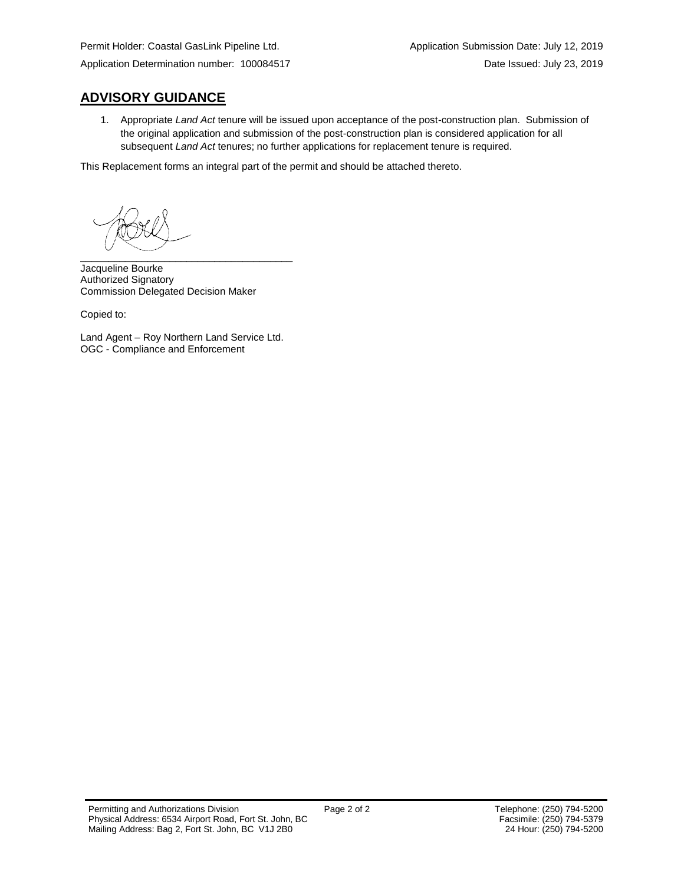Permit Holder: Coastal GasLink Pipeline Ltd.

Application Submission Date: July 12, 2019

Application Determination number: 100084517

Date Issued: July 23, 2019

## ADVISORY GUIDANCE

1. Appropriate *Land Act* tenure will be issued upon acceptance of the post-construction plan. Submission of the original application and submission of the post-construction plan is considered application for all subsequent *Land Act* tenures; no further applications for replacement tenure is required.

This Replacement forms an integral part of the permit and should be attached thereto.

\_\_\_\_\_\_\_\_\_\_\_\_\_\_\_\_\_\_\_\_\_\_\_\_\_\_\_\_\_\_\_\_\_\_\_\_\_\_

Jacqueline Bourke
Authorized Signatory
Commission Delegated Decision Maker

Copied to:

Land Agent – Roy Northern Land Service Ltd.
OGC - Compliance and Enforcement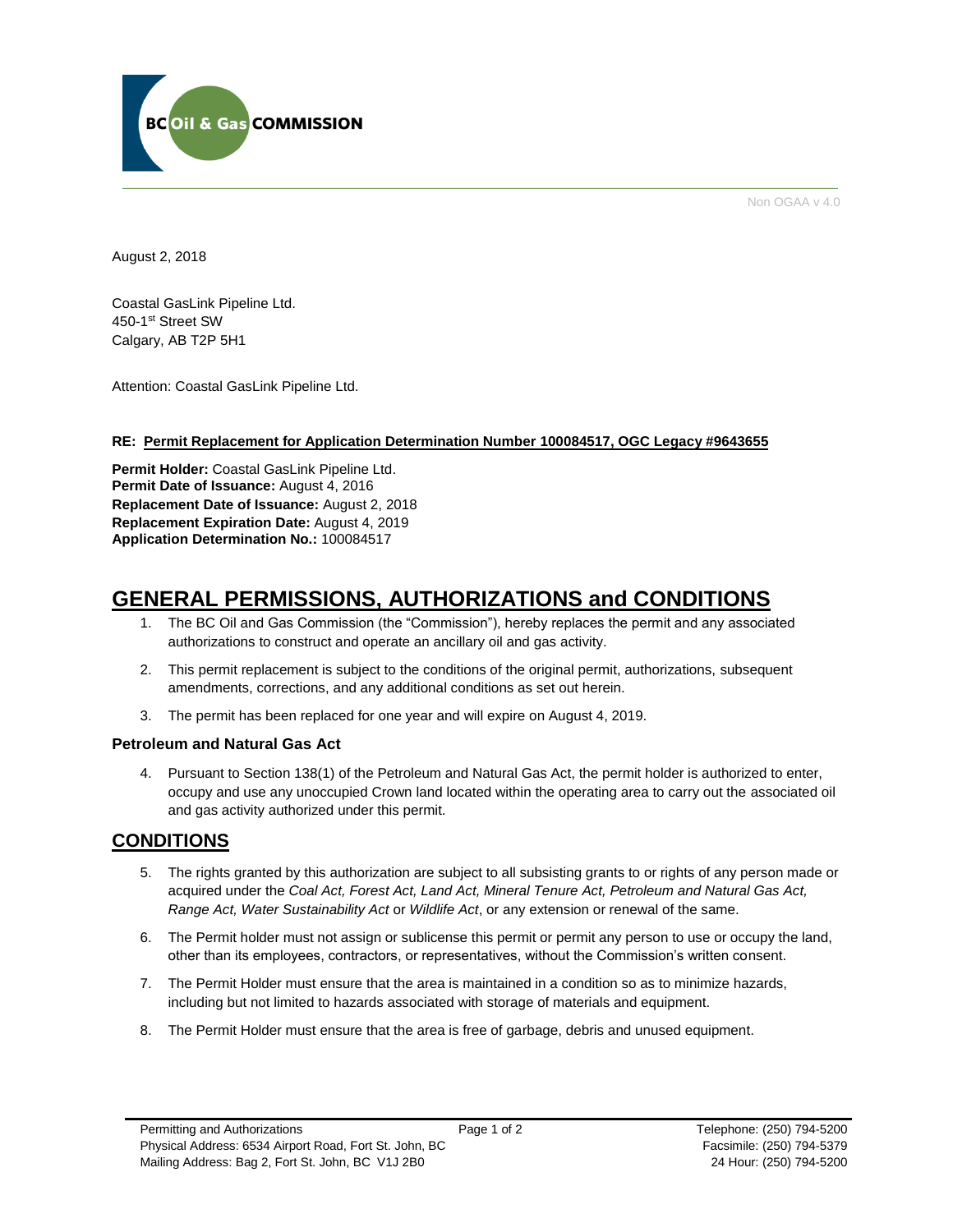Non OGAA v 4.0

August 2, 2018

Coastal GasLink Pipeline Ltd.
450-1st Street SW
Calgary, AB T2P 5H1

Attention: Coastal GasLink Pipeline Ltd.

**RE: Permit Replacement for Application Determination Number 100084517, OGC Legacy #9643655**

**Permit Holder:** Coastal GasLink Pipeline Ltd.
**Permit Date of Issuance:** August 4, 2016
**Replacement Date of Issuance:** August 2, 2018
**Replacement Expiration Date:** August 4, 2019
**Application Determination No.:** 100084517

# GENERAL PERMISSIONS, AUTHORIZATIONS and CONDITIONS

1. The BC Oil and Gas Commission (the "Commission"), hereby replaces the permit and any associated authorizations to construct and operate an ancillary oil and gas activity.
2. This permit replacement is subject to the conditions of the original permit, authorizations, subsequent amendments, corrections, and any additional conditions as set out herein.
3. The permit has been replaced for one year and will expire on August 4, 2019.

### Petroleum and Natural Gas Act

4. Pursuant to Section 138(1) of the Petroleum and Natural Gas Act, the permit holder is authorized to enter, occupy and use any unoccupied Crown land located within the operating area to carry out the associated oil and gas activity authorized under this permit.

## CONDITIONS

5. The rights granted by this authorization are subject to all subsisting grants to or rights of any person made or acquired under the *Coal Act, Forest Act, Land Act, Mineral Tenure Act, Petroleum and Natural Gas Act, Range Act, Water Sustainability Act* or *Wildlife Act*, or any extension or renewal of the same.
6. The Permit holder must not assign or sublicense this permit or permit any person to use or occupy the land, other than its employees, contractors, or representatives, without the Commission's written consent.
7. The Permit Holder must ensure that the area is maintained in a condition so as to minimize hazards, including but not limited to hazards associated with storage of materials and equipment.
8. The Permit Holder must ensure that the area is free of garbage, debris and unused equipment.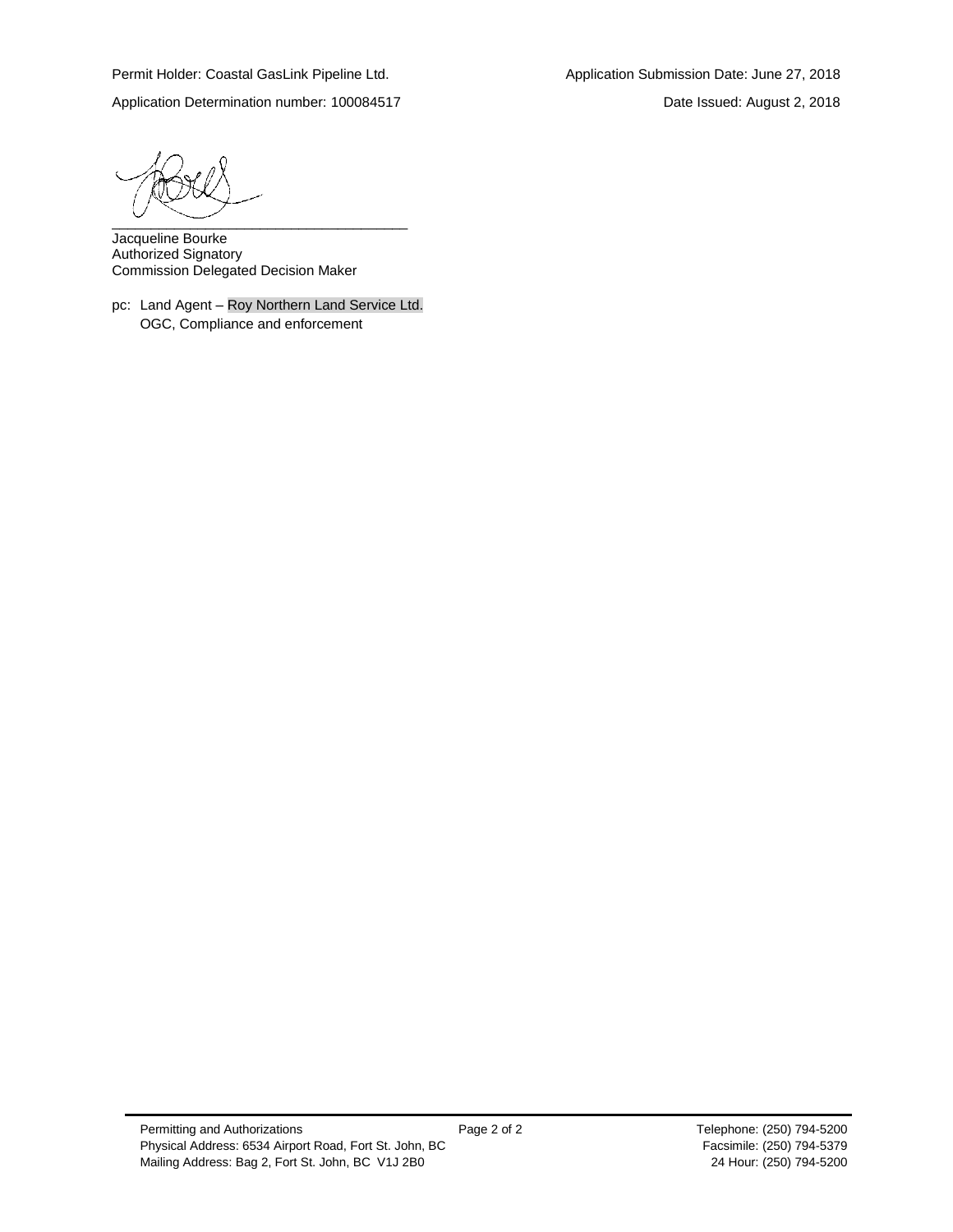Permit Holder: Coastal GasLink Pipeline Ltd. Application Submission Date: June 27, 2018

Application Determination number: 100084517 Date Issued: August 2, 2018

\_\_\_\_\_\_\_\_\_\_\_\_\_\_\_\_\_\_\_\_\_\_\_\_\_\_\_\_\_\_\_\_\_\_\_\_\_\_

Jacqueline Bourke
Authorized Signatory
Commission Delegated Decision Maker

pc: Land Agent – Roy Northern Land Service Ltd.
OGC, Compliance and enforcement

Permitting and Authorizations
Physical Address: 6534 Airport Road, Fort St. John, BC
Mailing Address: Bag 2, Fort St. John, BC V1J 2B0

Telephone: (250) 794-5200
Facsimile: (250) 794-5379
24 Hour: (250) 794-5200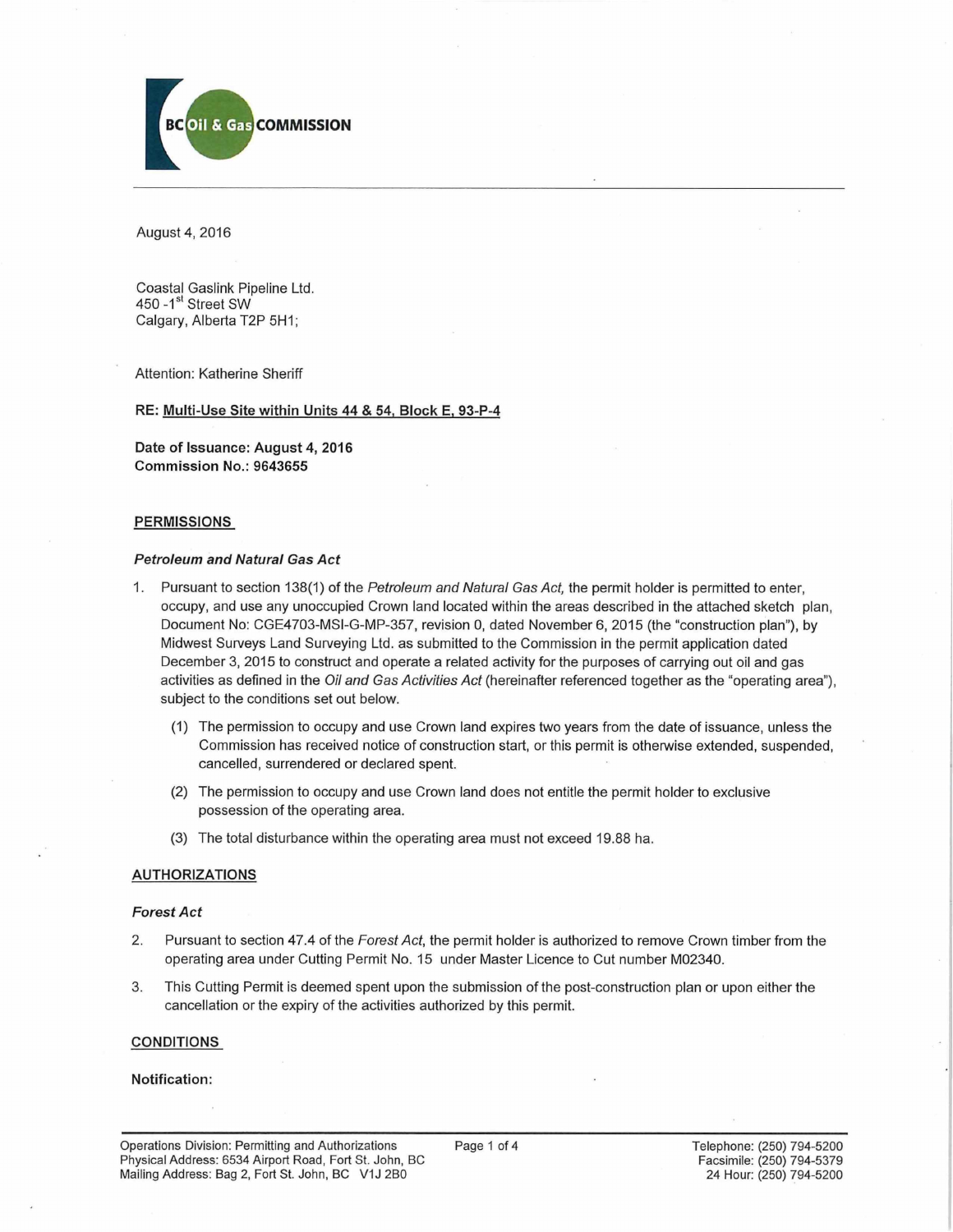BC Oil & Gas COMMISSION

August 4, 2016

Coastal Gaslink Pipeline Ltd.
450 -1st Street SW
Calgary, Alberta T2P 5H1;

Attention: Katherine Sheriff

**RE: Multi-Use Site within Units 44 & 54, Block E, 93-P-4**

**Date of Issuance: August 4, 2016**
**Commission No.: 9643655**

## PERMISSIONS

### *Petroleum and Natural Gas Act*

1. Pursuant to section 138(1) of the *Petroleum and Natural Gas Act,* the permit holder is permitted to enter, occupy, and use any unoccupied Crown land located within the areas described in the attached sketch plan, Document No: CGE4703-MSI-G-MP-357, revision 0, dated November 6, 2015 (the "construction plan"), by Midwest Surveys Land Surveying Ltd. as submitted to the Commission in the permit application dated December 3, 2015 to construct and operate a related activity for the purposes of carrying out oil and gas activities as defined in the *Oil and Gas Activities Act* (hereinafter referenced together as the "operating area"), subject to the conditions set out below.
   (1) The permission to occupy and use Crown land expires two years from the date of issuance, unless the Commission has received notice of construction start, or this permit is otherwise extended, suspended, cancelled, surrendered or declared spent.
   (2) The permission to occupy and use Crown land does not entitle the permit holder to exclusive possession of the operating area.
   (3) The total disturbance within the operating area must not exceed 19.88 ha.

## AUTHORIZATIONS

### *Forest Act*

2. Pursuant to section 47.4 of the *Forest Act*, the permit holder is authorized to remove Crown timber from the operating area under Cutting Permit No. 15 under Master Licence to Cut number M02340.
3. This Cutting Permit is deemed spent upon the submission of the post-construction plan or upon either the cancellation or the expiry of the activities authorized by this permit.

## CONDITIONS

**Notification:**

Operations Division: Permitting and Authorizations
Physical Address: 6534 Airport Road, Fort St. John, BC
Mailing Address: Bag 2, Fort St. John, BC V1J 2B0

Telephone: (250) 794-5200
Facsimile: (250) 794-5379
24 Hour: (250) 794-5200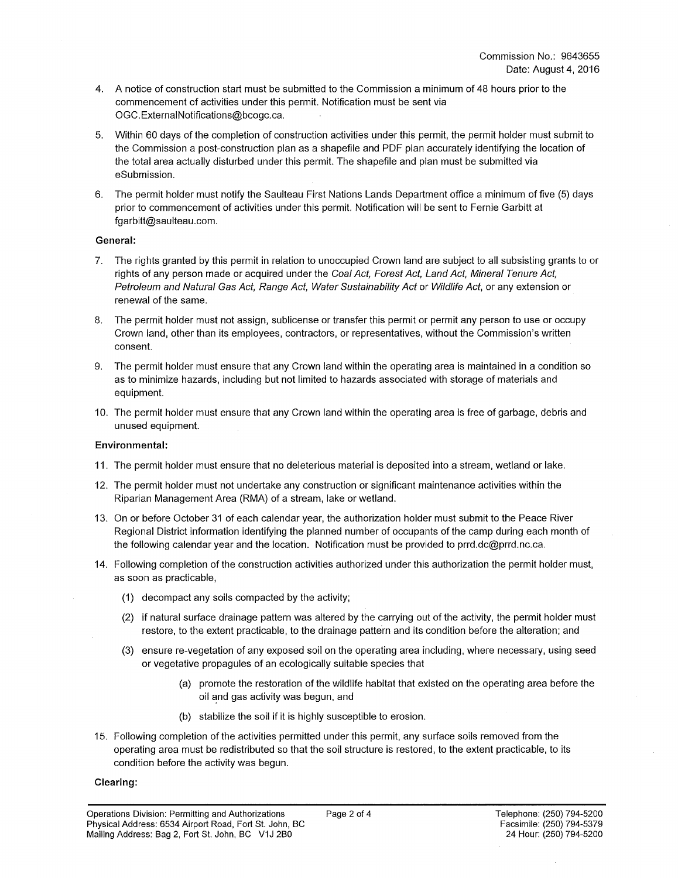Commission No.: 9643655
Date: August 4, 2016

4. A notice of construction start must be submitted to the Commission a minimum of 48 hours prior to the commencement of activities under this permit. Notification must be sent via OGC.ExternalNotifications@bcogc.ca.

5. Within 60 days of the completion of construction activities under this permit, the permit holder must submit to the Commission a post-construction plan as a shapefile and PDF plan accurately identifying the location of the total area actually disturbed under this permit. The shapefile and plan must be submitted via eSubmission.

6. The permit holder must notify the Saulteau First Nations Lands Department office a minimum of five (5) days prior to commencement of activities under this permit. Notification will be sent to Fernie Garbitt at fgarbitt@saulteau.com.

**General:**

7. The rights granted by this permit in relation to unoccupied Crown land are subject to all subsisting grants to or rights of any person made or acquired under the *Coal Act, Forest Act, Land Act, Mineral Tenure Act, Petroleum and Natural Gas Act, Range Act, Water Sustainability Act* or *Wildlife Act*, or any extension or renewal of the same.

8. The permit holder must not assign, sublicense or transfer this permit or permit any person to use or occupy Crown land, other than its employees, contractors, or representatives, without the Commission's written consent.

9. The permit holder must ensure that any Crown land within the operating area is maintained in a condition so as to minimize hazards, including but not limited to hazards associated with storage of materials and equipment.

10. The permit holder must ensure that any Crown land within the operating area is free of garbage, debris and unused equipment.

**Environmental:**

11. The permit holder must ensure that no deleterious material is deposited into a stream, wetland or lake.

12. The permit holder must not undertake any construction or significant maintenance activities within the Riparian Management Area (RMA) of a stream, lake or wetland.

13. On or before October 31 of each calendar year, the authorization holder must submit to the Peace River Regional District information identifying the planned number of occupants of the camp during each month of the following calendar year and the location. Notification must be provided to prrd.dc@prrd.nc.ca.

14. Following completion of the construction activities authorized under this authorization the permit holder must, as soon as practicable,

    (1) decompact any soils compacted by the activity;

    (2) if natural surface drainage pattern was altered by the carrying out of the activity, the permit holder must restore, to the extent practicable, to the drainage pattern and its condition before the alteration; and

    (3) ensure re-vegetation of any exposed soil on the operating area including, where necessary, using seed or vegetative propagules of an ecologically suitable species that

        (a) promote the restoration of the wildlife habitat that existed on the operating area before the oil and gas activity was begun, and

        (b) stabilize the soil if it is highly susceptible to erosion.

15. Following completion of the activities permitted under this permit, any surface soils removed from the operating area must be redistributed so that the soil structure is restored, to the extent practicable, to its condition before the activity was begun.

**Clearing:**

Operations Division: Permitting and Authorizations
Physical Address: 6534 Airport Road, Fort St. John, BC
Mailing Address: Bag 2, Fort St. John, BC V1J 2B0

Telephone: (250) 794-5200
Facsimile: (250) 794-5379
24 Hour: (250) 794-5200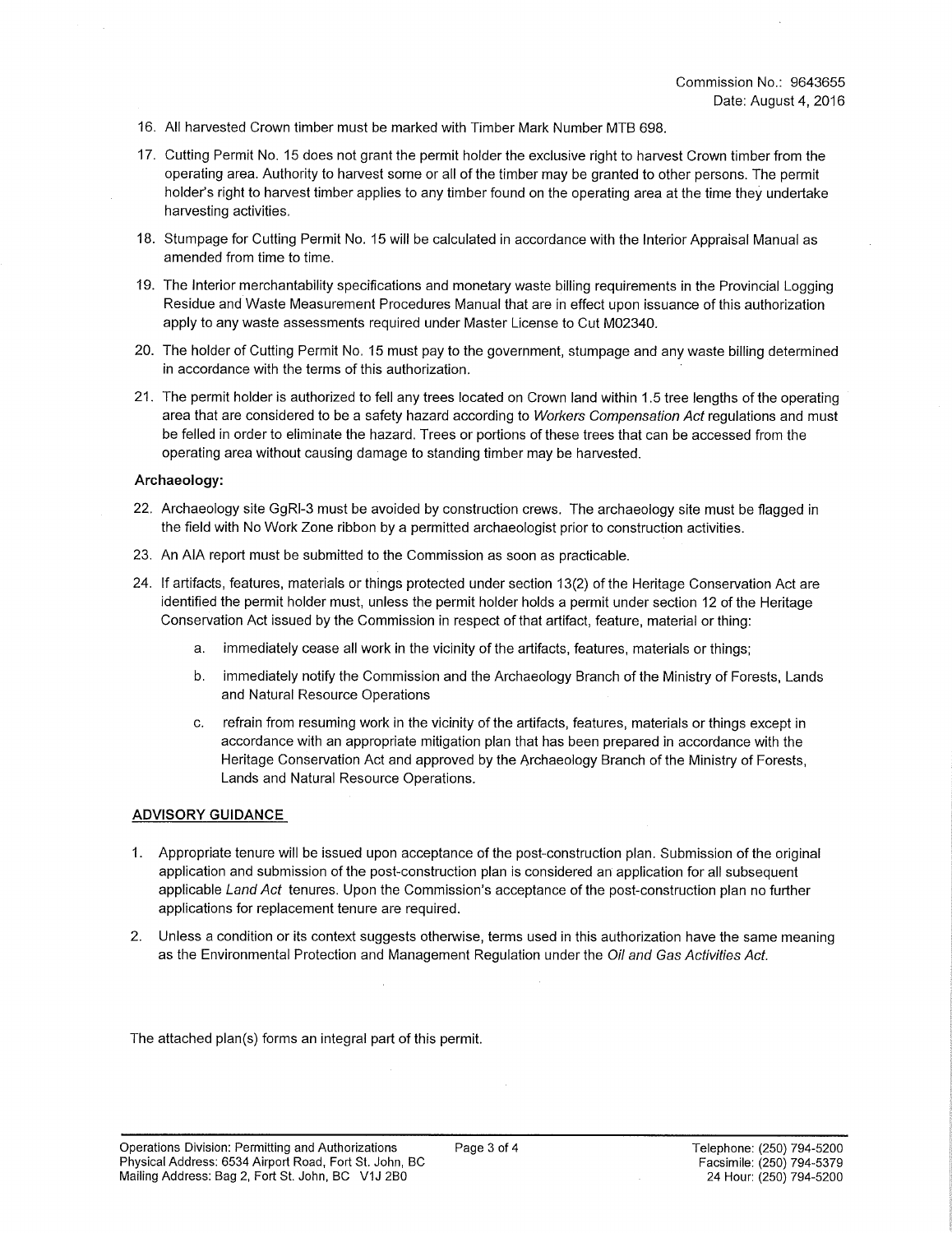Commission No.: 9643655
Date: August 4, 2016

16. All harvested Crown timber must be marked with Timber Mark Number MTB 698.

17. Cutting Permit No. 15 does not grant the permit holder the exclusive right to harvest Crown timber from the operating area. Authority to harvest some or all of the timber may be granted to other persons. The permit holder's right to harvest timber applies to any timber found on the operating area at the time they undertake harvesting activities.

18. Stumpage for Cutting Permit No. 15 will be calculated in accordance with the Interior Appraisal Manual as amended from time to time.

19. The Interior merchantability specifications and monetary waste billing requirements in the Provincial Logging Residue and Waste Measurement Procedures Manual that are in effect upon issuance of this authorization apply to any waste assessments required under Master License to Cut M02340.

20. The holder of Cutting Permit No. 15 must pay to the government, stumpage and any waste billing determined in accordance with the terms of this authorization.

21. The permit holder is authorized to fell any trees located on Crown land within 1.5 tree lengths of the operating area that are considered to be a safety hazard according to *Workers Compensation Act* regulations and must be felled in order to eliminate the hazard. Trees or portions of these trees that can be accessed from the operating area without causing damage to standing timber may be harvested.

**Archaeology:**

22. Archaeology site GgRl-3 must be avoided by construction crews. The archaeology site must be flagged in the field with No Work Zone ribbon by a permitted archaeologist prior to construction activities.

23. An AIA report must be submitted to the Commission as soon as practicable.

24. If artifacts, features, materials or things protected under section 13(2) of the Heritage Conservation Act are identified the permit holder must, unless the permit holder holds a permit under section 12 of the Heritage Conservation Act issued by the Commission in respect of that artifact, feature, material or thing:

    a. immediately cease all work in the vicinity of the artifacts, features, materials or things;

    b. immediately notify the Commission and the Archaeology Branch of the Ministry of Forests, Lands and Natural Resource Operations

    c. refrain from resuming work in the vicinity of the artifacts, features, materials or things except in accordance with an appropriate mitigation plan that has been prepared in accordance with the Heritage Conservation Act and approved by the Archaeology Branch of the Ministry of Forests, Lands and Natural Resource Operations.

## ADVISORY GUIDANCE

1. Appropriate tenure will be issued upon acceptance of the post-construction plan. Submission of the original application and submission of the post-construction plan is considered an application for all subsequent applicable *Land Act* tenures. Upon the Commission's acceptance of the post-construction plan no further applications for replacement tenure are required.

2. Unless a condition or its context suggests otherwise, terms used in this authorization have the same meaning as the Environmental Protection and Management Regulation under the *Oil and Gas Activities Act*.

The attached plan(s) forms an integral part of this permit.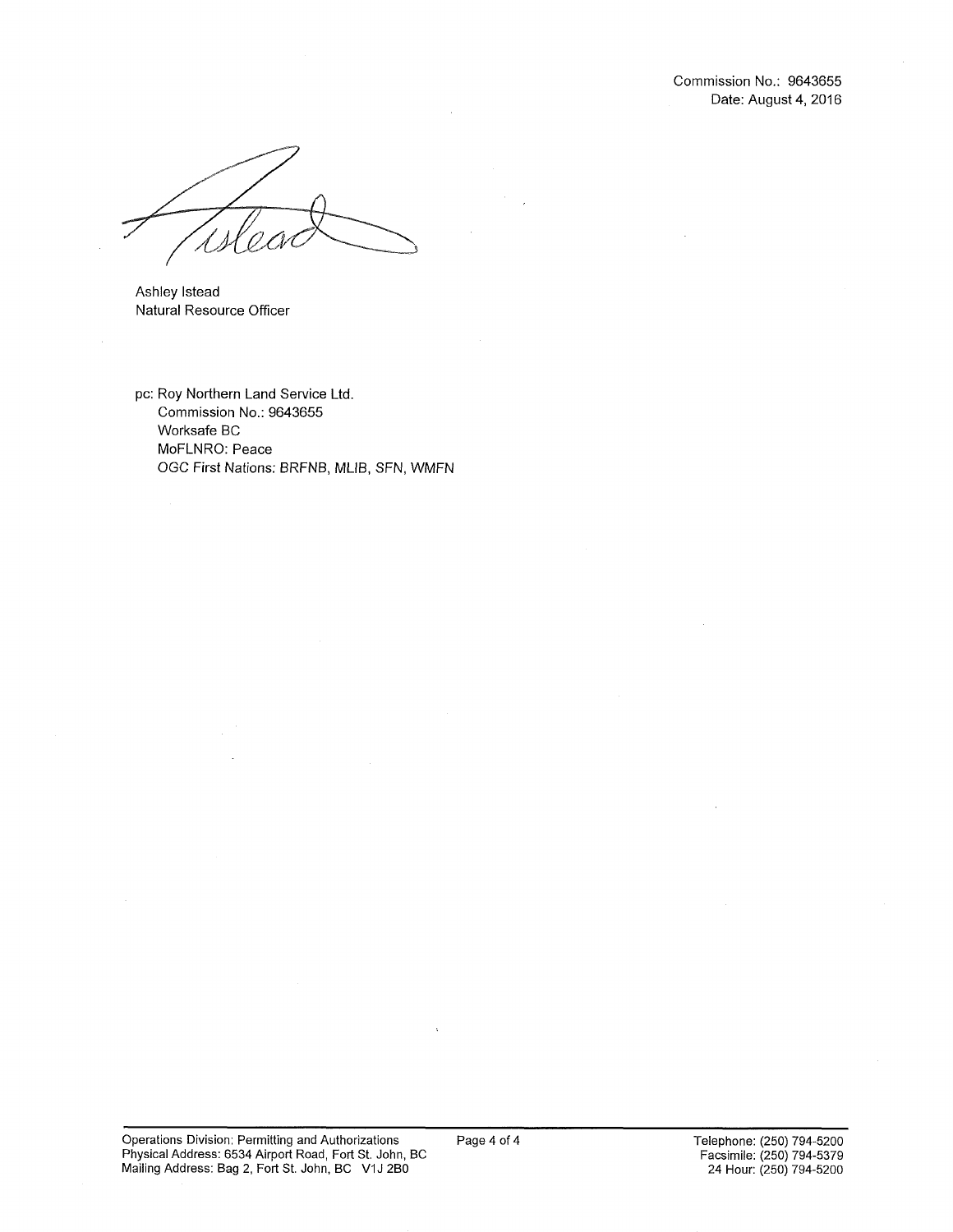Commission No.: 9643655
Date: August 4, 2016

Ashley Istead
Natural Resource Officer

pc: Roy Northern Land Service Ltd.
Commission No.: 9643655
Worksafe BC
MoFLNRO: Peace
*OGC First Nations: BRFNB, MLIB, SFN, WMFN*

Operations Division: Permitting and Authorizations
Physical Address: 6534 Airport Road, Fort St. John, BC
Mailing Address: Bag 2, Fort St. John, BC V1J 2B0

Telephone: (250) 794-5200
Facsimile: (250) 794-5379
24 Hour: (250) 794-5200